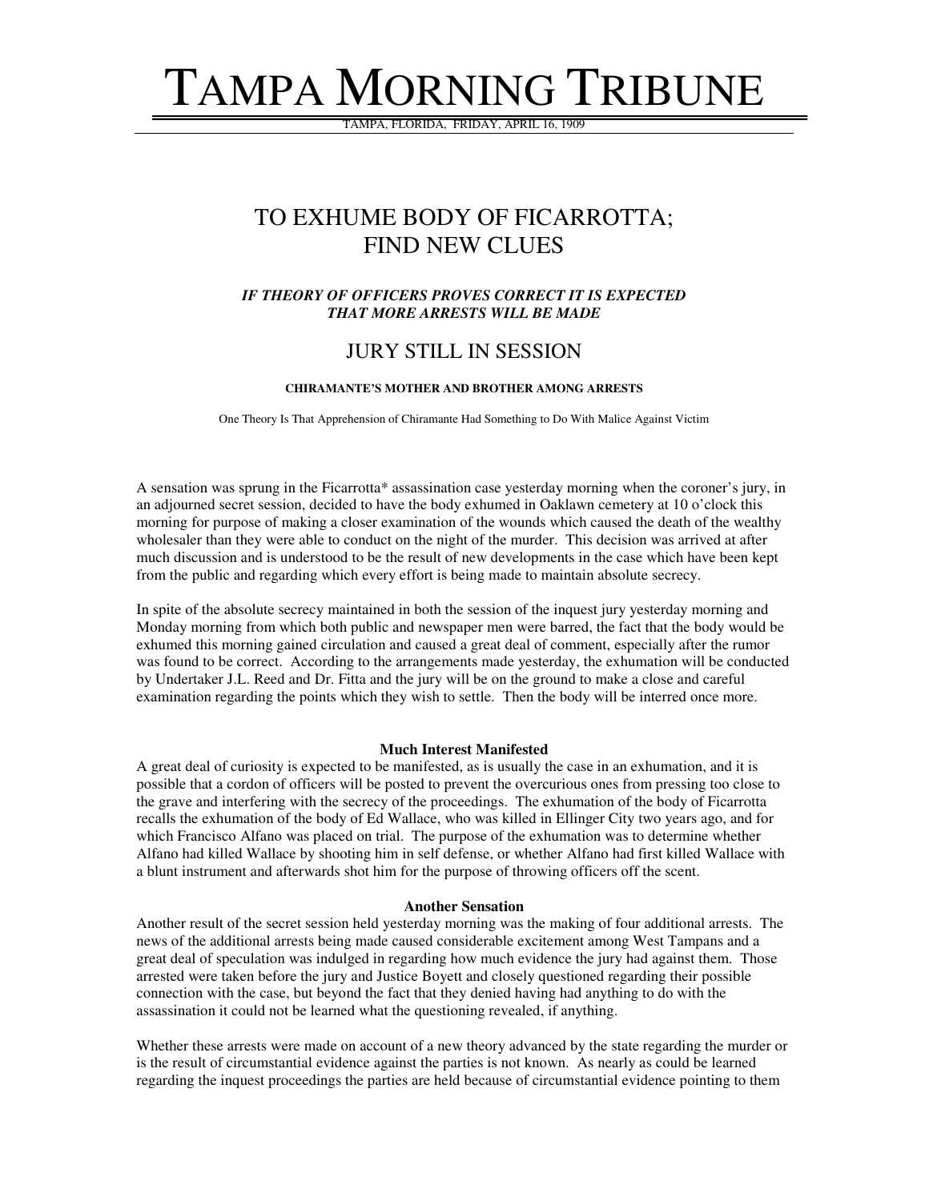# TAMPA MORNING TRIBUNE

TAMPA, FLORIDA, FRIDAY, APRIL 16, 1909

## TO EXHUME BODY OF FICARROTTA; FIND NEW CLUES

***IF THEORY OF OFFICERS PROVES CORRECT IT IS EXPECTED THAT MORE ARRESTS WILL BE MADE***

## JURY STILL IN SESSION

**CHIRAMANTE'S MOTHER AND BROTHER AMONG ARRESTS**

One Theory Is That Apprehension of Chiramante Had Something to Do With Malice Against Victim

A sensation was sprung in the Ficarrotta* assassination case yesterday morning when the coroner's jury, in an adjourned secret session, decided to have the body exhumed in Oaklawn cemetery at 10 o'clock this morning for purpose of making a closer examination of the wounds which caused the death of the wealthy wholesaler than they were able to conduct on the night of the murder. This decision was arrived at after much discussion and is understood to be the result of new developments in the case which have been kept from the public and regarding which every effort is being made to maintain absolute secrecy.

In spite of the absolute secrecy maintained in both the session of the inquest jury yesterday morning and Monday morning from which both public and newspaper men were barred, the fact that the body would be exhumed this morning gained circulation and caused a great deal of comment, especially after the rumor was found to be correct. According to the arrangements made yesterday, the exhumation will be conducted by Undertaker J.L. Reed and Dr. Fitta and the jury will be on the ground to make a close and careful examination regarding the points which they wish to settle. Then the body will be interred once more.

**Much Interest Manifested**

A great deal of curiosity is expected to be manifested, as is usually the case in an exhumation, and it is possible that a cordon of officers will be posted to prevent the overcurious ones from pressing too close to the grave and interfering with the secrecy of the proceedings. The exhumation of the body of Ficarrotta recalls the exhumation of the body of Ed Wallace, who was killed in Ellinger City two years ago, and for which Francisco Alfano was placed on trial. The purpose of the exhumation was to determine whether Alfano had killed Wallace by shooting him in self defense, or whether Alfano had first killed Wallace with a blunt instrument and afterwards shot him for the purpose of throwing officers off the scent.

**Another Sensation**

Another result of the secret session held yesterday morning was the making of four additional arrests. The news of the additional arrests being made caused considerable excitement among West Tampans and a great deal of speculation was indulged in regarding how much evidence the jury had against them. Those arrested were taken before the jury and Justice Boyett and closely questioned regarding their possible connection with the case, but beyond the fact that they denied having had anything to do with the assassination it could not be learned what the questioning revealed, if anything.

Whether these arrests were made on account of a new theory advanced by the state regarding the murder or is the result of circumstantial evidence against the parties is not known. As nearly as could be learned regarding the inquest proceedings the parties are held because of circumstantial evidence pointing to them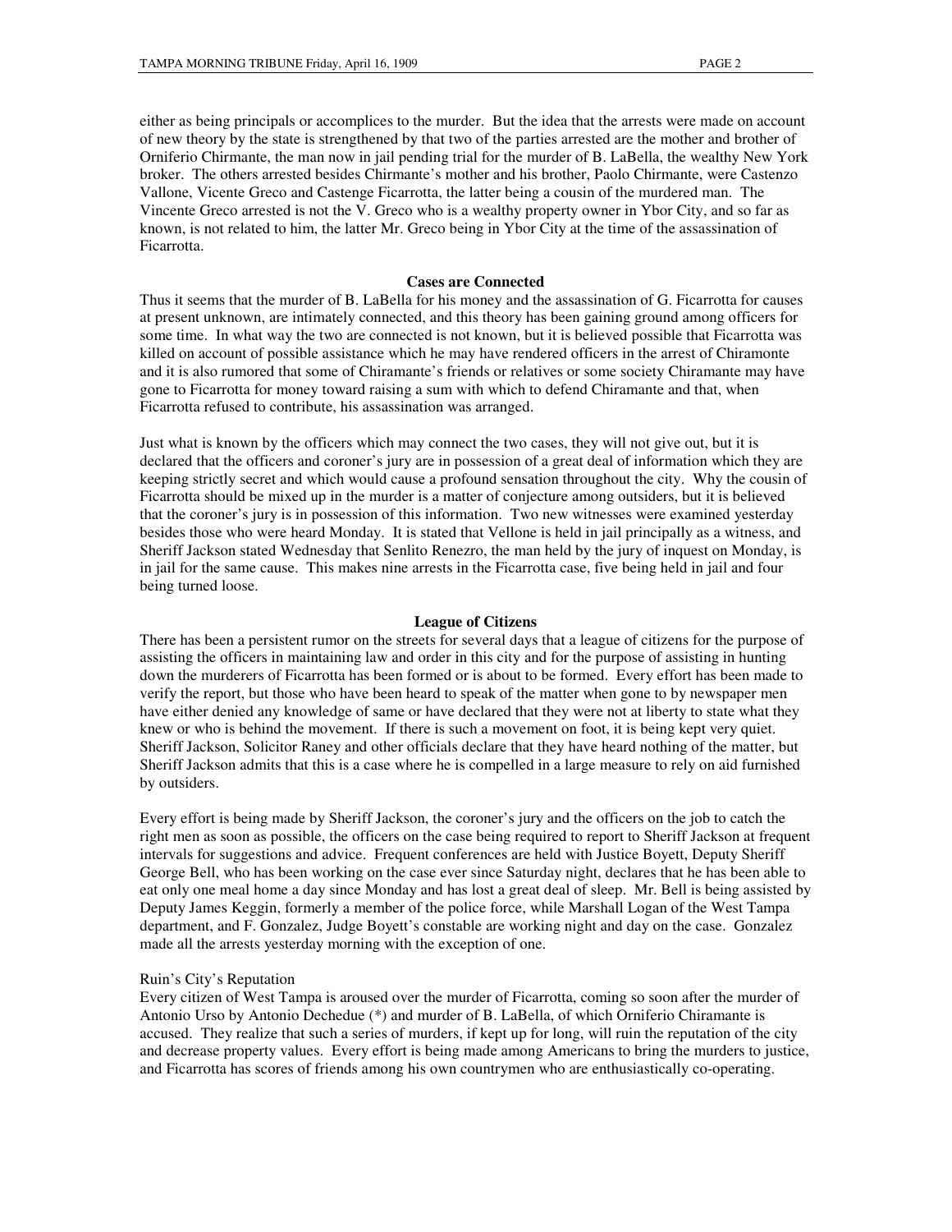either as being principals or accomplices to the murder. But the idea that the arrests were made on account of new theory by the state is strengthened by that two of the parties arrested are the mother and brother of Orniferio Chirmante, the man now in jail pending trial for the murder of B. LaBella, the wealthy New York broker. The others arrested besides Chirmante's mother and his brother, Paolo Chirmante, were Castenzo Vallone, Vicente Greco and Castenge Ficarrotta, the latter being a cousin of the murdered man. The Vincente Greco arrested is not the V. Greco who is a wealthy property owner in Ybor City, and so far as known, is not related to him, the latter Mr. Greco being in Ybor City at the time of the assassination of Ficarrotta.

**Cases are Connected**

Thus it seems that the murder of B. LaBella for his money and the assassination of G. Ficarrotta for causes at present unknown, are intimately connected, and this theory has been gaining ground among officers for some time. In what way the two are connected is not known, but it is believed possible that Ficarrotta was killed on account of possible assistance which he may have rendered officers in the arrest of Chiramonte and it is also rumored that some of Chiramante's friends or relatives or some society Chiramante may have gone to Ficarrotta for money toward raising a sum with which to defend Chiramante and that, when Ficarrotta refused to contribute, his assassination was arranged.

Just what is known by the officers which may connect the two cases, they will not give out, but it is declared that the officers and coroner's jury are in possession of a great deal of information which they are keeping strictly secret and which would cause a profound sensation throughout the city. Why the cousin of Ficarrotta should be mixed up in the murder is a matter of conjecture among outsiders, but it is believed that the coroner's jury is in possession of this information. Two new witnesses were examined yesterday besides those who were heard Monday. It is stated that Vellone is held in jail principally as a witness, and Sheriff Jackson stated Wednesday that Senlito Renezro, the man held by the jury of inquest on Monday, is in jail for the same cause. This makes nine arrests in the Ficarrotta case, five being held in jail and four being turned loose.

**League of Citizens**

There has been a persistent rumor on the streets for several days that a league of citizens for the purpose of assisting the officers in maintaining law and order in this city and for the purpose of assisting in hunting down the murderers of Ficarrotta has been formed or is about to be formed. Every effort has been made to verify the report, but those who have been heard to speak of the matter when gone to by newspaper men have either denied any knowledge of same or have declared that they were not at liberty to state what they knew or who is behind the movement. If there is such a movement on foot, it is being kept very quiet. Sheriff Jackson, Solicitor Raney and other officials declare that they have heard nothing of the matter, but Sheriff Jackson admits that this is a case where he is compelled in a large measure to rely on aid furnished by outsiders.

Every effort is being made by Sheriff Jackson, the coroner's jury and the officers on the job to catch the right men as soon as possible, the officers on the case being required to report to Sheriff Jackson at frequent intervals for suggestions and advice. Frequent conferences are held with Justice Boyett, Deputy Sheriff George Bell, who has been working on the case ever since Saturday night, declares that he has been able to eat only one meal home a day since Monday and has lost a great deal of sleep. Mr. Bell is being assisted by Deputy James Keggin, formerly a member of the police force, while Marshall Logan of the West Tampa department, and F. Gonzalez, Judge Boyett's constable are working night and day on the case. Gonzalez made all the arrests yesterday morning with the exception of one.

Ruin's City's Reputation

Every citizen of West Tampa is aroused over the murder of Ficarrotta, coming so soon after the murder of Antonio Urso by Antonio Dechedue (*) and murder of B. LaBella, of which Orniferio Chiramante is accused. They realize that such a series of murders, if kept up for long, will ruin the reputation of the city and decrease property values. Every effort is being made among Americans to bring the murders to justice, and Ficarrotta has scores of friends among his own countrymen who are enthusiastically co-operating.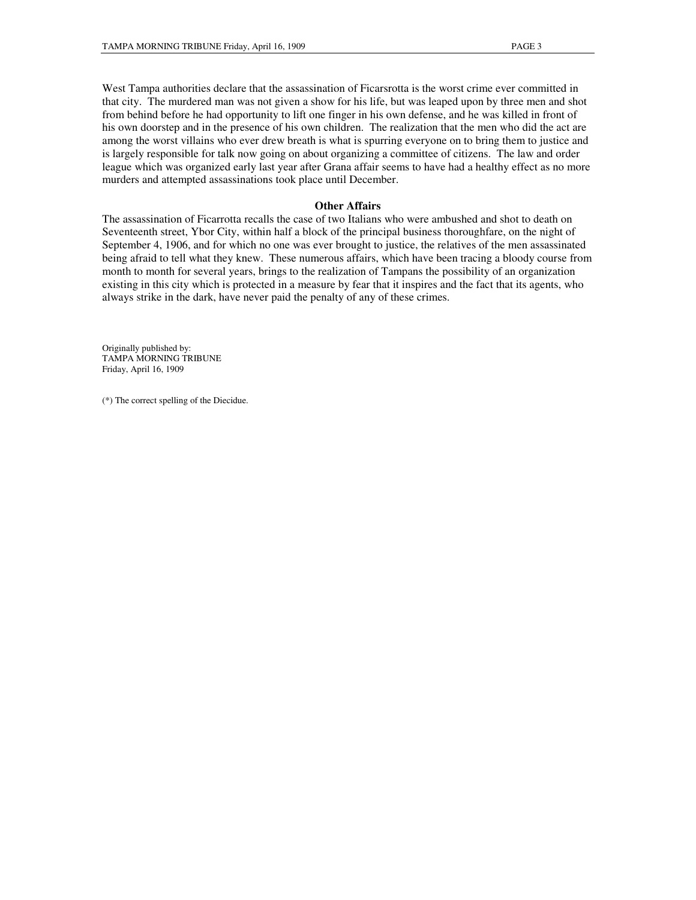West Tampa authorities declare that the assassination of Ficarsrotta is the worst crime ever committed in that city. The murdered man was not given a show for his life, but was leaped upon by three men and shot from behind before he had opportunity to lift one finger in his own defense, and he was killed in front of his own doorstep and in the presence of his own children. The realization that the men who did the act are among the worst villains who ever drew breath is what is spurring everyone on to bring them to justice and is largely responsible for talk now going on about organizing a committee of citizens. The law and order league which was organized early last year after Grana affair seems to have had a healthy effect as no more murders and attempted assassinations took place until December.

**Other Affairs**

The assassination of Ficarrotta recalls the case of two Italians who were ambushed and shot to death on Seventeenth street, Ybor City, within half a block of the principal business thoroughfare, on the night of September 4, 1906, and for which no one was ever brought to justice, the relatives of the men assassinated being afraid to tell what they knew. These numerous affairs, which have been tracing a bloody course from month to month for several years, brings to the realization of Tampans the possibility of an organization existing in this city which is protected in a measure by fear that it inspires and the fact that its agents, who always strike in the dark, have never paid the penalty of any of these crimes.

Originally published by:
TAMPA MORNING TRIBUNE
Friday, April 16, 1909

(*) The correct spelling of the Diecidue.